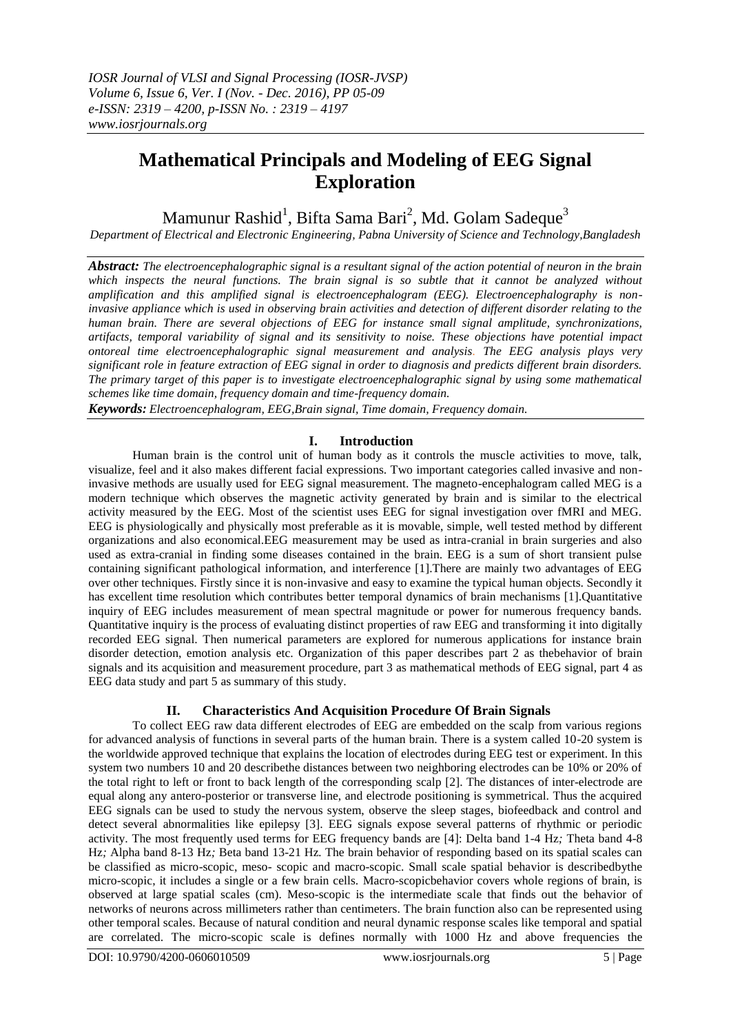# Mathematical Principals and Modeling of EEG Signal Exploration

Mamunur Rashid[1], Bifta Sama Bari[2], Md. Golam Sadeque[3]

*Department of Electrical and Electronic Engineering, Pabna University of Science and Technology,Bangladesh*

***Abstract:*** *The electroencephalographic signal is a resultant signal of the action potential of neuron in the brain which inspects the neural functions. The brain signal is so subtle that it cannot be analyzed without amplification and this amplified signal is electroencephalogram (EEG). Electroencephalography is non-invasive appliance which is used in observing brain activities and detection of different disorder relating to the human brain. There are several objections of EEG for instance small signal amplitude, synchronizations, artifacts, temporal variability of signal and its sensitivity to noise. These objections have potential impact ontoreal time electroencephalographic signal measurement and analysis. The EEG analysis plays very significant role in feature extraction of EEG signal in order to diagnosis and predicts different brain disorders. The primary target of this paper is to investigate electroencephalographic signal by using some mathematical schemes like time domain, frequency domain and time-frequency domain.*

***Keywords:*** *Electroencephalogram, EEG,Brain signal, Time domain, Frequency domain.*

## I. Introduction

Human brain is the control unit of human body as it controls the muscle activities to move, talk, visualize, feel and it also makes different facial expressions. Two important categories called invasive and non-invasive methods are usually used for EEG signal measurement. The magneto-encephalogram called MEG is a modern technique which observes the magnetic activity generated by brain and is similar to the electrical activity measured by the EEG. Most of the scientist uses EEG for signal investigation over fMRI and MEG. EEG is physiologically and physically most preferable as it is movable, simple, well tested method by different organizations and also economical.EEG measurement may be used as intra-cranial in brain surgeries and also used as extra-cranial in finding some diseases contained in the brain. EEG is a sum of short transient pulse containing significant pathological information, and interference [1].There are mainly two advantages of EEG over other techniques. Firstly since it is non-invasive and easy to examine the typical human objects. Secondly it has excellent time resolution which contributes better temporal dynamics of brain mechanisms [1].Quantitative inquiry of EEG includes measurement of mean spectral magnitude or power for numerous frequency bands. Quantitative inquiry is the process of evaluating distinct properties of raw EEG and transforming it into digitally recorded EEG signal. Then numerical parameters are explored for numerous applications for instance brain disorder detection, emotion analysis etc. Organization of this paper describes part 2 as thebehavior of brain signals and its acquisition and measurement procedure, part 3 as mathematical methods of EEG signal, part 4 as EEG data study and part 5 as summary of this study.

## II. Characteristics And Acquisition Procedure Of Brain Signals

To collect EEG raw data different electrodes of EEG are embedded on the scalp from various regions for advanced analysis of functions in several parts of the human brain. There is a system called 10-20 system is the worldwide approved technique that explains the location of electrodes during EEG test or experiment. In this system two numbers 10 and 20 describethe distances between two neighboring electrodes can be 10% or 20% of the total right to left or front to back length of the corresponding scalp [2]. The distances of inter-electrode are equal along any antero-posterior or transverse line, and electrode positioning is symmetrical. Thus the acquired EEG signals can be used to study the nervous system, observe the sleep stages, biofeedback and control and detect several abnormalities like epilepsy [3]. EEG signals expose several patterns of rhythmic or periodic activity. The most frequently used terms for EEG frequency bands are [4]: Delta band 1-4 Hz*;* Theta band 4-8 Hz*;* Alpha band 8-13 Hz*;* Beta band 13-21 Hz*.* The brain behavior of responding based on its spatial scales can be classified as micro-scopic, meso- scopic and macro-scopic. Small scale spatial behavior is describedbythe micro-scopic, it includes a single or a few brain cells. Macro-scopicbehavior covers whole regions of brain, is observed at large spatial scales (cm). Meso-scopic is the intermediate scale that finds out the behavior of networks of neurons across millimeters rather than centimeters. The brain function also can be represented using other temporal scales. Because of natural condition and neural dynamic response scales like temporal and spatial are correlated. The micro-scopic scale is defines normally with 1000 Hz and above frequencies the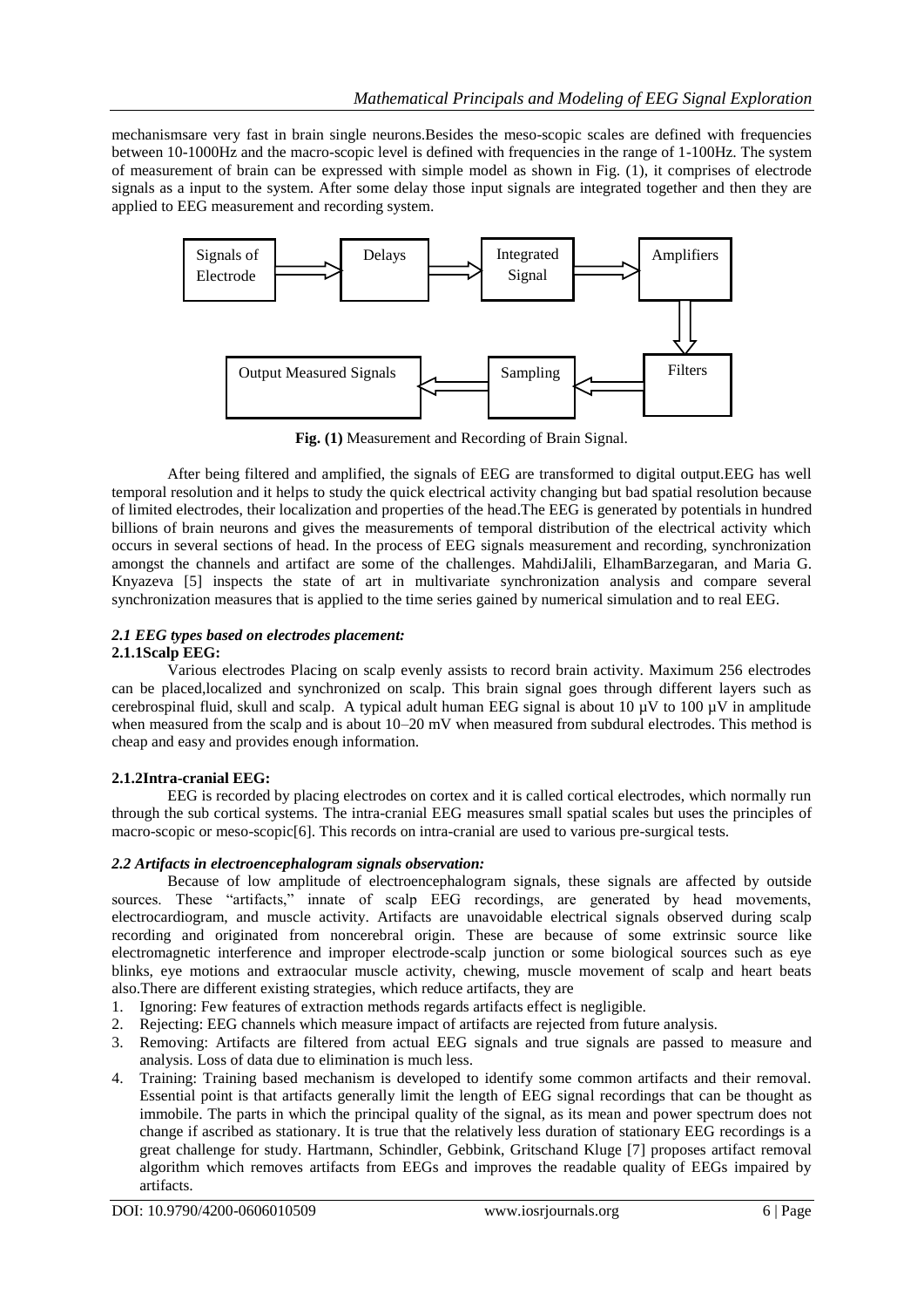mechanismsare very fast in brain single neurons.Besides the meso-scopic scales are defined with frequencies between 10-1000Hz and the macro-scopic level is defined with frequencies in the range of 1-100Hz. The system of measurement of brain can be expressed with simple model as shown in Fig. (1), it comprises of electrode signals as a input to the system. After some delay those input signals are integrated together and then they are applied to EEG measurement and recording system.

Signals of Electrode

Delays

Integrated Signal

Amplifiers

Filters

Sampling

Output Measured Signals

**Fig. (1)** Measurement and Recording of Brain Signal.

After being filtered and amplified, the signals of EEG are transformed to digital output.EEG has well temporal resolution and it helps to study the quick electrical activity changing but bad spatial resolution because of limited electrodes, their localization and properties of the head.The EEG is generated by potentials in hundred billions of brain neurons and gives the measurements of temporal distribution of the electrical activity which occurs in several sections of head. In the process of EEG signals measurement and recording, synchronization amongst the channels and artifact are some of the challenges. MahdiJalili, ElhamBarzegaran, and Maria G. Knyazeva [5] inspects the state of art in multivariate synchronization analysis and compare several synchronization measures that is applied to the time series gained by numerical simulation and to real EEG.

### *2.1 EEG types based on electrodes placement:*

#### 2.1.1Scalp EEG:

Various electrodes Placing on scalp evenly assists to record brain activity. Maximum 256 electrodes can be placed,localized and synchronized on scalp. This brain signal goes through different layers such as cerebrospinal fluid, skull and scalp. A typical adult human EEG signal is about 10 µV to 100 µV in amplitude when measured from the scalp and is about 10–20 mV when measured from subdural electrodes. This method is cheap and easy and provides enough information.

#### 2.1.2Intra-cranial EEG:

EEG is recorded by placing electrodes on cortex and it is called cortical electrodes, which normally run through the sub cortical systems. The intra-cranial EEG measures small spatial scales but uses the principles of macro-scopic or meso-scopic[6]. This records on intra-cranial are used to various pre-surgical tests.

### *2.2 Artifacts in electroencephalogram signals observation:*

Because of low amplitude of electroencephalogram signals, these signals are affected by outside sources. These "artifacts," innate of scalp EEG recordings, are generated by head movements, electrocardiogram, and muscle activity. Artifacts are unavoidable electrical signals observed during scalp recording and originated from noncerebral origin. These are because of some extrinsic source like electromagnetic interference and improper electrode-scalp junction or some biological sources such as eye blinks, eye motions and extraocular muscle activity, chewing, muscle movement of scalp and heart beats also.There are different existing strategies, which reduce artifacts, they are

1. Ignoring: Few features of extraction methods regards artifacts effect is negligible.
2. Rejecting: EEG channels which measure impact of artifacts are rejected from future analysis.
3. Removing: Artifacts are filtered from actual EEG signals and true signals are passed to measure and analysis. Loss of data due to elimination is much less.
4. Training: Training based mechanism is developed to identify some common artifacts and their removal. Essential point is that artifacts generally limit the length of EEG signal recordings that can be thought as immobile. The parts in which the principal quality of the signal, as its mean and power spectrum does not change if ascribed as stationary. It is true that the relatively less duration of stationary EEG recordings is a great challenge for study. Hartmann, Schindler, Gebbink, Gritschand Kluge [7] proposes artifact removal algorithm which removes artifacts from EEGs and improves the readable quality of EEGs impaired by artifacts.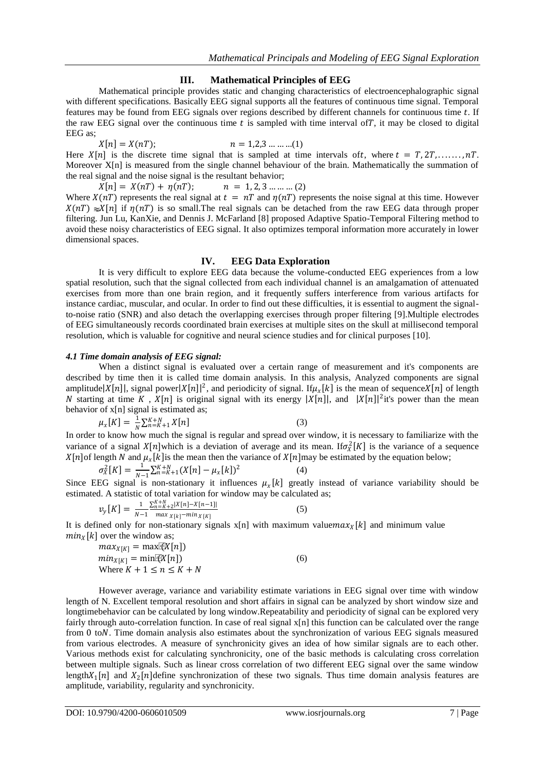## III. Mathematical Principles of EEG

Mathematical principle provides static and changing characteristics of electroencephalographic signal with different specifications. Basically EEG signal supports all the features of continuous time signal. Temporal features may be found from EEG signals over regions described by different channels for continuous time $t$. If the raw EEG signal over the continuous time $t$ is sampled with time interval of$T$, it may be closed to digital EEG as;

$$X[n] = X(nT); \qquad n = 1,2,3 \ldots \ldots \ldots (1)$$

Here $X[n]$ is the discrete time signal that is sampled at time intervals of$t$, where $t = T, 2T, \ldots\ldots, nT$. Moreover X[n] is measured from the single channel behaviour of the brain. Mathematically the summation of the real signal and the noise signal is the resultant behavior;

$$X[n] = X(nT) + \eta(nT); \qquad n = 1, 2, 3 \ldots \ldots \ldots (2)$$

Where $X(nT)$ represents the real signal at $t = nT$ and $\eta(nT)$ represents the noise signal at this time. However $X(nT) \approx X[n]$ if $\eta(nT)$ is so small.The real signals can be detached from the raw EEG data through proper filtering. Jun Lu, KanXie, and Dennis J. McFarland [8] proposed Adaptive Spatio-Temporal Filtering method to avoid these noisy characteristics of EEG signal. It also optimizes temporal information more accurately in lower dimensional spaces.

## IV. EEG Data Exploration

It is very difficult to explore EEG data because the volume-conducted EEG experiences from a low spatial resolution, such that the signal collected from each individual channel is an amalgamation of attenuated exercises from more than one brain region, and it frequently suffers interference from various artifacts for instance cardiac, muscular, and ocular. In order to find out these difficulties, it is essential to augment the signal-to-noise ratio (SNR) and also detach the overlapping exercises through proper filtering [9].Multiple electrodes of EEG simultaneously records coordinated brain exercises at multiple sites on the skull at millisecond temporal resolution, which is valuable for cognitive and neural science studies and for clinical purposes [10].

### *4.1 Time domain analysis of EEG signal:*

When a distinct signal is evaluated over a certain range of measurement and it's components are described by time then it is called time domain analysis. In this analysis, Analyzed components are signal amplitude$|X[n]|$, signal power$|X[n]|^2$, and periodicity of signal. If$\mu_x[k]$ is the mean of sequence$X[n]$ of length $N$ starting at time $K$ , $X[n]$ is original signal with its energy $|X[n]|$, and $|X[n]|^2$it's power than the mean behavior of x[n] signal is estimated as;

$$\mu_x[K] = \frac{1}{N}\sum_{n=K+1}^{K+N} X[n] \qquad (3)$$

In order to know how much the signal is regular and spread over window, it is necessary to familiarize with the variance of a signal $X[n]$which is a deviation of average and its mean. If$\sigma_X^2[K]$ is the variance of a sequence $X[n]$of length $N$ and $\mu_x[k]$is the mean then the variance of $X[n]$may be estimated by the equation below;

$$\sigma_X^2[K] = \frac{1}{N-1}\sum_{n=K+1}^{K+N}(X[n] - \mu_x[k])^2 \qquad (4)$$

Since EEG signal is non-stationary it influences $\mu_x[k]$ greatly instead of variance variability should be estimated. A statistic of total variation for window may be calculated as;

$$v_y[K] = \frac{1}{N-1}\frac{\sum_{n=K+2}^{K+N}|X[n]-X[n-1]|}{max_{X[k]} - min_{X[K]}} \qquad (5)$$

It is defined only for non-stationary signals x[n] with maximum value$max_X[k]$ and minimum value $min_X[k]$ over the window as;

$$max_{X[K]} = \max(X[n])$$
$$min_{X[K]} = \min(X[n]) \qquad (6)$$
$$\text{Where } K + 1 \le n \le K + N$$

However average, variance and variability estimate variations in EEG signal over time with window length of N. Excellent temporal resolution and short affairs in signal can be analyzed by short window size and longtimebehavior can be calculated by long window.Repeatability and periodicity of signal can be explored very fairly through auto-correlation function. In case of real signal x[n] this function can be calculated over the range from 0 to$N$. Time domain analysis also estimates about the synchronization of various EEG signals measured from various electrodes. A measure of synchronicity gives an idea of how similar signals are to each other. Various methods exist for calculating synchronicity, one of the basic methods is calculating cross correlation between multiple signals. Such as linear cross correlation of two different EEG signal over the same window length$X_1[n]$ and $X_2[n]$define synchronization of these two signals. Thus time domain analysis features are amplitude, variability, regularity and synchronicity.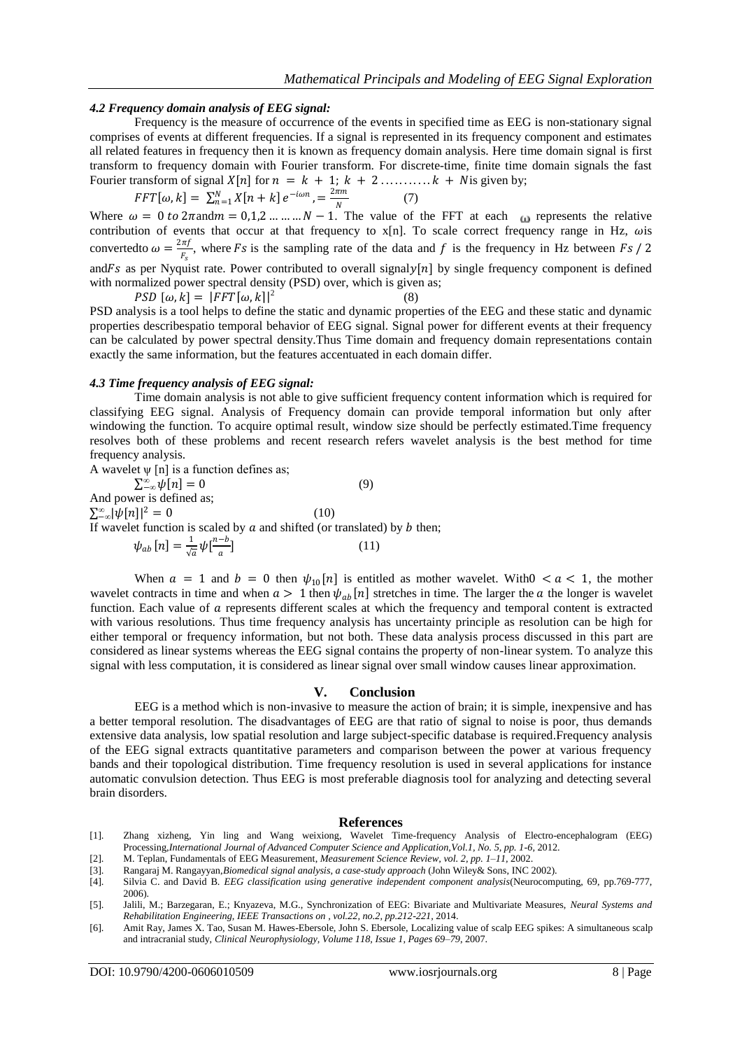### *4.2 Frequency domain analysis of EEG signal:*

Frequency is the measure of occurrence of the events in specified time as EEG is non-stationary signal comprises of events at different frequencies. If a signal is represented in its frequency component and estimates all related features in frequency then it is known as frequency domain analysis. Here time domain signal is first transform to frequency domain with Fourier transform. For discrete-time, finite time domain signals the fast Fourier transform of signal $X[n]$ for $n = k + 1;\ k + 2 \ldots\ldots\ldots k + N$ is given by;

$$FFT[\omega, k] = \sum_{n=1}^{N} X[n+k]\, e^{-i\omega n}, = \frac{2\pi m}{N} \qquad (7)$$

Where $\omega = 0\ to\ 2\pi$ and $m = 0,1,2 \ldots\ldots\ldots N-1$. The value of the FFT at each $\omega$ represents the relative contribution of events that occur at that frequency to x[n]. To scale correct frequency range in Hz, $\omega$ is converted to $\omega = \frac{2\pi f}{F_s}$, where $Fs$ is the sampling rate of the data and $f$ is the frequency in Hz between $Fs / 2$ and $Fs$ as per Nyquist rate. Power contributed to overall signal $y[n]$ by single frequency component is defined with normalized power spectral density (PSD) over, which is given as;

$$PSD\ [\omega, k] = |FFT[\omega, k]|^2 \qquad (8)$$

PSD analysis is a tool helps to define the static and dynamic properties of the EEG and these static and dynamic properties describes patio temporal behavior of EEG signal. Signal power for different events at their frequency can be calculated by power spectral density. Thus Time domain and frequency domain representations contain exactly the same information, but the features accentuated in each domain differ.

### *4.3 Time frequency analysis of EEG signal:*

Time domain analysis is not able to give sufficient frequency content information which is required for classifying EEG signal. Analysis of Frequency domain can provide temporal information but only after windowing the function. To acquire optimal result, window size should be perfectly estimated. Time frequency resolves both of these problems and recent research refers wavelet analysis is the best method for time frequency analysis.

A wavelet ψ [n] is a function defines as;

$$\sum_{-\infty}^{\infty} \psi[n] = 0 \qquad (9)$$

And power is defined as;

$$\sum_{-\infty}^{\infty} |\psi[n]|^2 = 0 \qquad (10)$$

If wavelet function is scaled by $a$ and shifted (or translated) by $b$ then;

$$\psi_{ab}[n] = \frac{1}{\sqrt{a}} \psi\left[\frac{n-b}{a}\right] \qquad (11)$$

When $a = 1$ and $b = 0$ then $\psi_{10}[n]$ is entitled as mother wavelet. With $0 < a < 1$, the mother wavelet contracts in time and when $a > 1$ then $\psi_{ab}[n]$ stretches in time. The larger the $a$ the longer is wavelet function. Each value of $a$ represents different scales at which the frequency and temporal content is extracted with various resolutions. Thus time frequency analysis has uncertainty principle as resolution can be high for either temporal or frequency information, but not both. These data analysis process discussed in this part are considered as linear systems whereas the EEG signal contains the property of non-linear system. To analyze this signal with less computation, it is considered as linear signal over small window causes linear approximation.

## V. Conclusion

EEG is a method which is non-invasive to measure the action of brain; it is simple, inexpensive and has a better temporal resolution. The disadvantages of EEG are that ratio of signal to noise is poor, thus demands extensive data analysis, low spatial resolution and large subject-specific database is required. Frequency analysis of the EEG signal extracts quantitative parameters and comparison between the power at various frequency bands and their topological distribution. Time frequency resolution is used in several applications for instance automatic convulsion detection. Thus EEG is most preferable diagnosis tool for analyzing and detecting several brain disorders.

## References

[1]. Zhang xizheng, Yin ling and Wang weixiong, Wavelet Time-frequency Analysis of Electro-encephalogram (EEG) Processing, *International Journal of Advanced Computer Science and Application, Vol.1, No. 5, pp. 1-6,* 2012.

[2]. M. Teplan, Fundamentals of EEG Measurement, *Measurement Science Review, vol. 2, pp. 1–11,* 2002.

[3]. Rangaraj M. Rangayyan, *Biomedical signal analysis, a case-study approach* (John Wiley& Sons, INC 2002).

[4]. Silvia C. and David B. *EEG classification using generative independent component analysis* (Neurocomputing, 69, pp.769-777, 2006).

[5]. Jalili, M.; Barzegaran, E.; Knyazeva, M.G., Synchronization of EEG: Bivariate and Multivariate Measures, *Neural Systems and Rehabilitation Engineering, IEEE Transactions on , vol.22, no.2, pp.212-221,* 2014.

[6]. Amit Ray, James X. Tao, Susan M. Hawes-Ebersole, John S. Ebersole, Localizing value of scalp EEG spikes: A simultaneous scalp and intracranial study, *Clinical Neurophysiology, Volume 118, Issue 1, Pages 69–79,* 2007.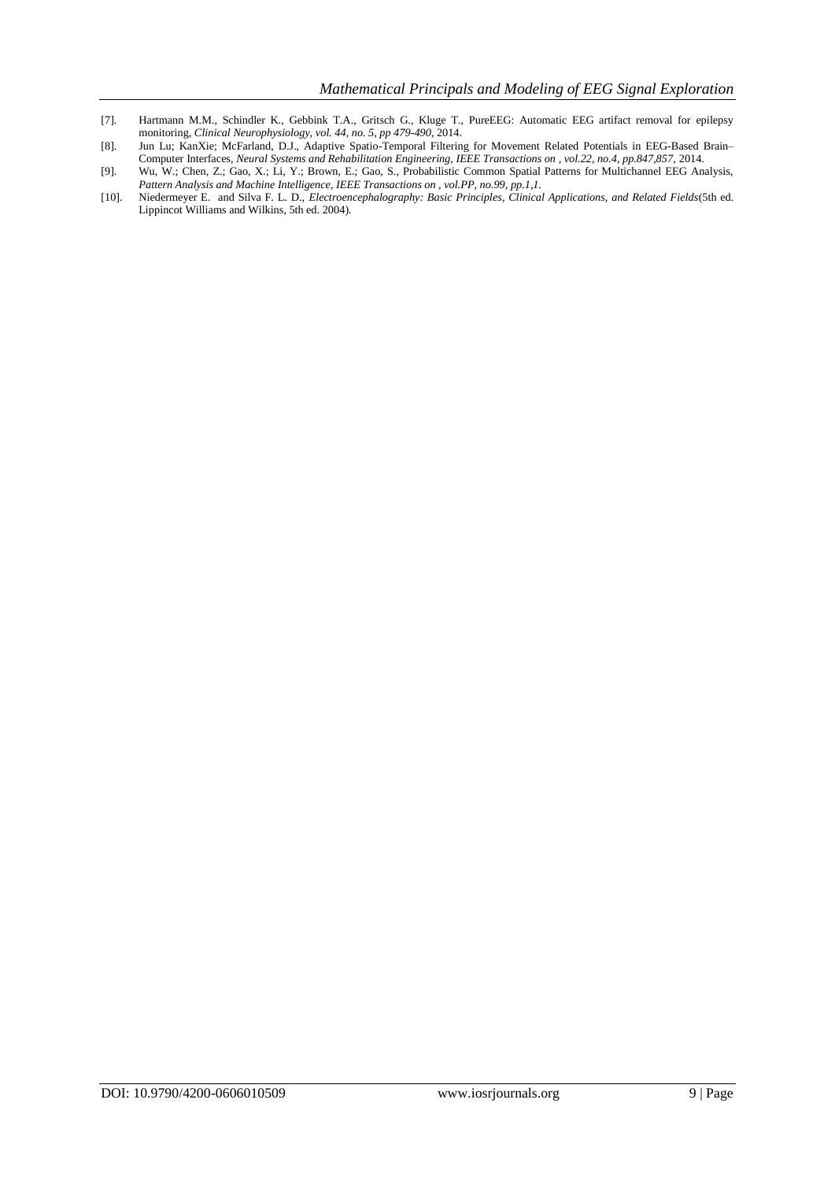[7]. Hartmann M.M., Schindler K., Gebbink T.A., Gritsch G., Kluge T., PureEEG: Automatic EEG artifact removal for epilepsy monitoring, *Clinical Neurophysiology, vol. 44, no. 5, pp 479-490*, 2014.

[8]. Jun Lu; KanXie; McFarland, D.J., Adaptive Spatio-Temporal Filtering for Movement Related Potentials in EEG-Based Brain–Computer Interfaces, *Neural Systems and Rehabilitation Engineering, IEEE Transactions on , vol.22, no.4, pp.847,857*, 2014.

[9]. Wu, W.; Chen, Z.; Gao, X.; Li, Y.; Brown, E.; Gao, S., Probabilistic Common Spatial Patterns for Multichannel EEG Analysis, *Pattern Analysis and Machine Intelligence, IEEE Transactions on , vol.PP, no.99, pp.1,1*.

[10]. Niedermeyer E. and Silva F. L. D., *Electroencephalography: Basic Principles, Clinical Applications, and Related Fields*(5th ed. Lippincot Williams and Wilkins, 5th ed. 2004).